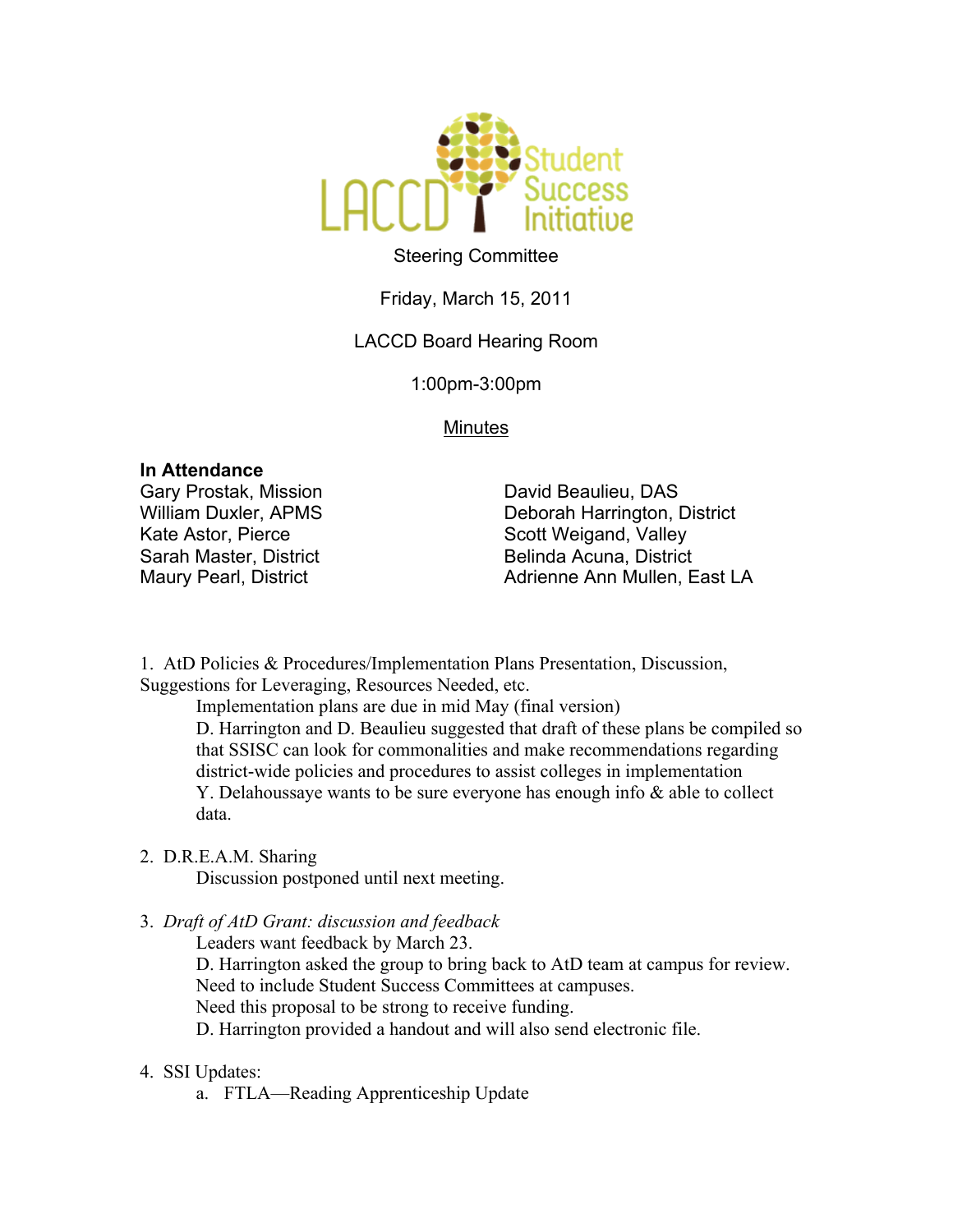LACCD Student Success Initiative

Steering Committee

Friday, March 15, 2011

LACCD Board Hearing Room

1:00pm-3:00pm

Minutes

**In Attendance**

Gary Prostak, Mission
William Duxler, APMS
Kate Astor, Pierce
Sarah Master, District
Maury Pearl, District
David Beaulieu, DAS
Deborah Harrington, District
Scott Weigand, Valley
Belinda Acuna, District
Adrienne Ann Mullen, East LA

1. AtD Policies & Procedures/Implementation Plans Presentation, Discussion, Suggestions for Leveraging, Resources Needed, etc.
   - Implementation plans are due in mid May (final version)
   - D. Harrington and D. Beaulieu suggested that draft of these plans be compiled so that SSISC can look for commonalities and make recommendations regarding district-wide policies and procedures to assist colleges in implementation
   - Y. Delahoussaye wants to be sure everyone has enough info & able to collect data.

2. D.R.E.A.M. Sharing
   - Discussion postponed until next meeting.

3. *Draft of AtD Grant: discussion and feedback*
   - Leaders want feedback by March 23.
   - D. Harrington asked the group to bring back to AtD team at campus for review.
   - Need to include Student Success Committees at campuses.
   - Need this proposal to be strong to receive funding.
   - D. Harrington provided a handout and will also send electronic file.

4. SSI Updates:
   a. FTLA—Reading Apprenticeship Update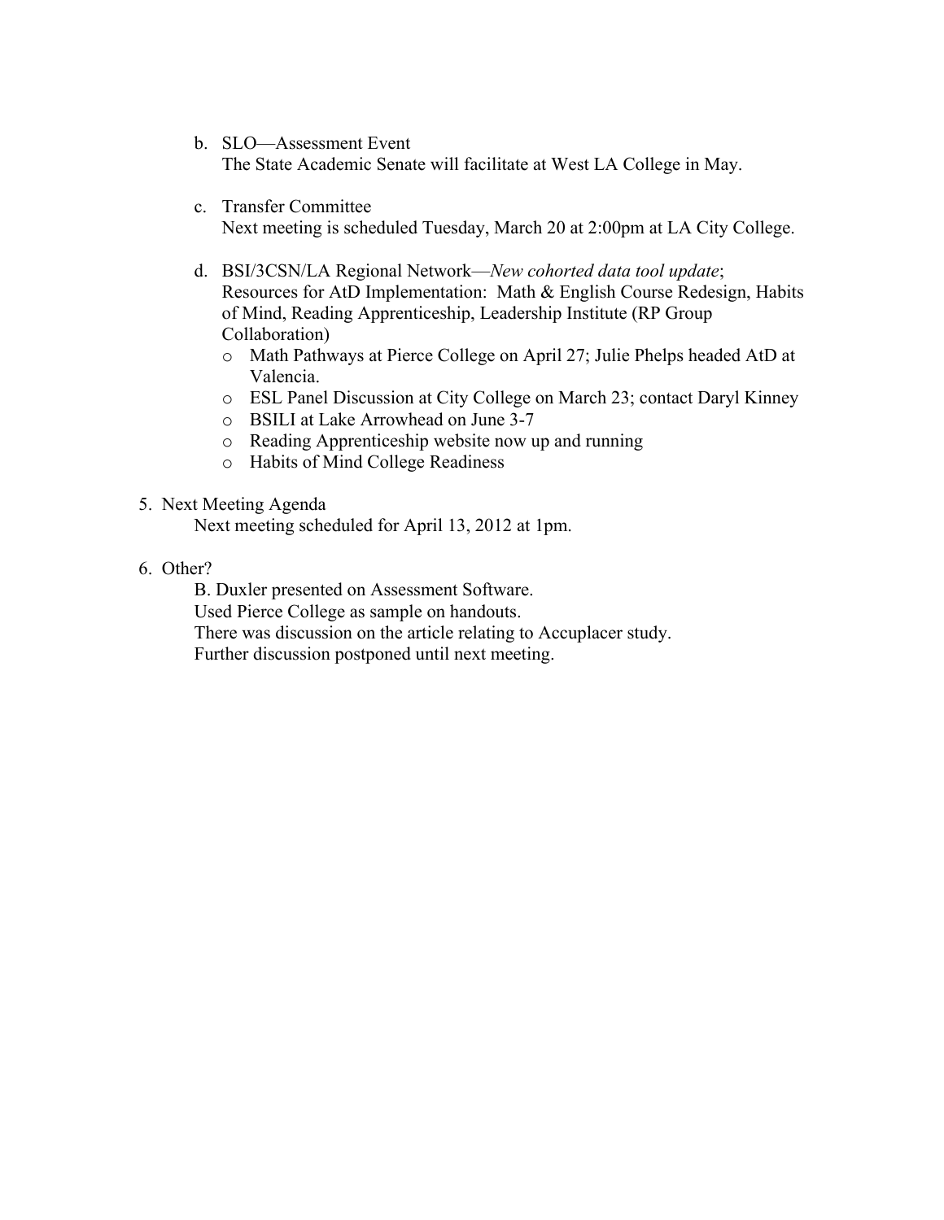b. SLO—Assessment Event
   The State Academic Senate will facilitate at West LA College in May.

c. Transfer Committee
   Next meeting is scheduled Tuesday, March 20 at 2:00pm at LA City College.

d. BSI/3CSN/LA Regional Network—*New cohorted data tool update*; Resources for AtD Implementation: Math & English Course Redesign, Habits of Mind, Reading Apprenticeship, Leadership Institute (RP Group Collaboration)
   - Math Pathways at Pierce College on April 27; Julie Phelps headed AtD at Valencia.
   - ESL Panel Discussion at City College on March 23; contact Daryl Kinney
   - BSILI at Lake Arrowhead on June 3-7
   - Reading Apprenticeship website now up and running
   - Habits of Mind College Readiness

5. Next Meeting Agenda
   Next meeting scheduled for April 13, 2012 at 1pm.

6. Other?
   B. Duxler presented on Assessment Software.
   Used Pierce College as sample on handouts.
   There was discussion on the article relating to Accuplacer study.
   Further discussion postponed until next meeting.